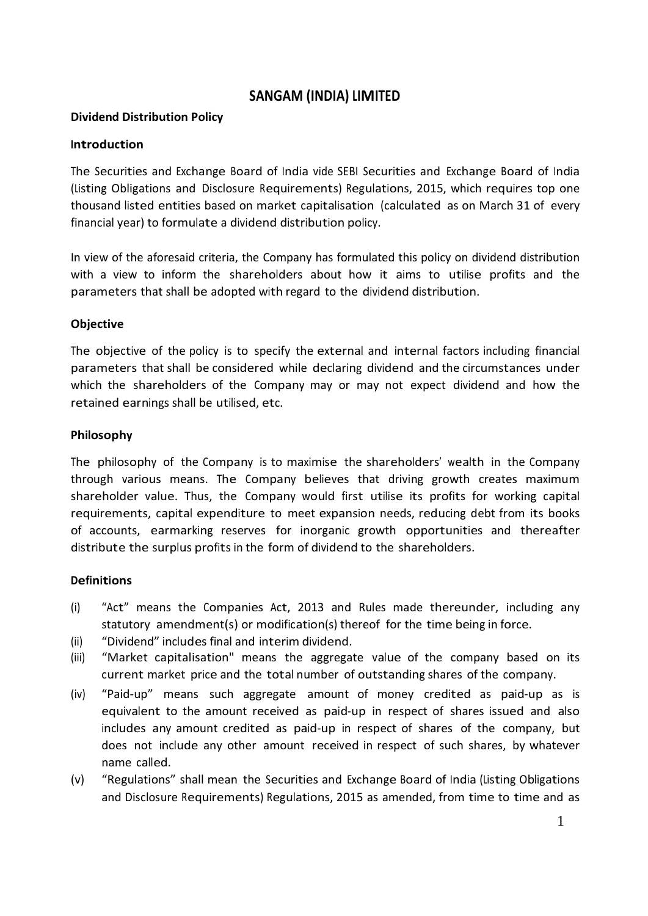# SANGAM (INDIA) LIMITED

**Dividend Distribution Policy**

**Introduction**

The Securities and Exchange Board of India vide SEBI Securities and Exchange Board of India (Listing Obligations and Disclosure Requirements) Regulations, 2015, which requires top one thousand listed entities based on market capitalisation (calculated as on March 31 of every financial year) to formulate a dividend distribution policy.

In view of the aforesaid criteria, the Company has formulated this policy on dividend distribution with a view to inform the shareholders about how it aims to utilise profits and the parameters that shall be adopted with regard to the dividend distribution.

**Objective**

The objective of the policy is to specify the external and internal factors including financial parameters that shall be considered while declaring dividend and the circumstances under which the shareholders of the Company may or may not expect dividend and how the retained earnings shall be utilised, etc.

**Philosophy**

The philosophy of the Company is to maximise the shareholders' wealth in the Company through various means. The Company believes that driving growth creates maximum shareholder value. Thus, the Company would first utilise its profits for working capital requirements, capital expenditure to meet expansion needs, reducing debt from its books of accounts, earmarking reserves for inorganic growth opportunities and thereafter distribute the surplus profits in the form of dividend to the shareholders.

**Definitions**

(i) "Act" means the Companies Act, 2013 and Rules made thereunder, including any statutory amendment(s) or modification(s) thereof for the time being in force.

(ii) "Dividend" includes final and interim dividend.

(iii) "Market capitalisation" means the aggregate value of the company based on its current market price and the total number of outstanding shares of the company.

(iv) "Paid-up" means such aggregate amount of money credited as paid-up as is equivalent to the amount received as paid-up in respect of shares issued and also includes any amount credited as paid-up in respect of shares of the company, but does not include any other amount received in respect of such shares, by whatever name called.

(v) "Regulations" shall mean the Securities and Exchange Board of India (Listing Obligations and Disclosure Requirements) Regulations, 2015 as amended, from time to time and as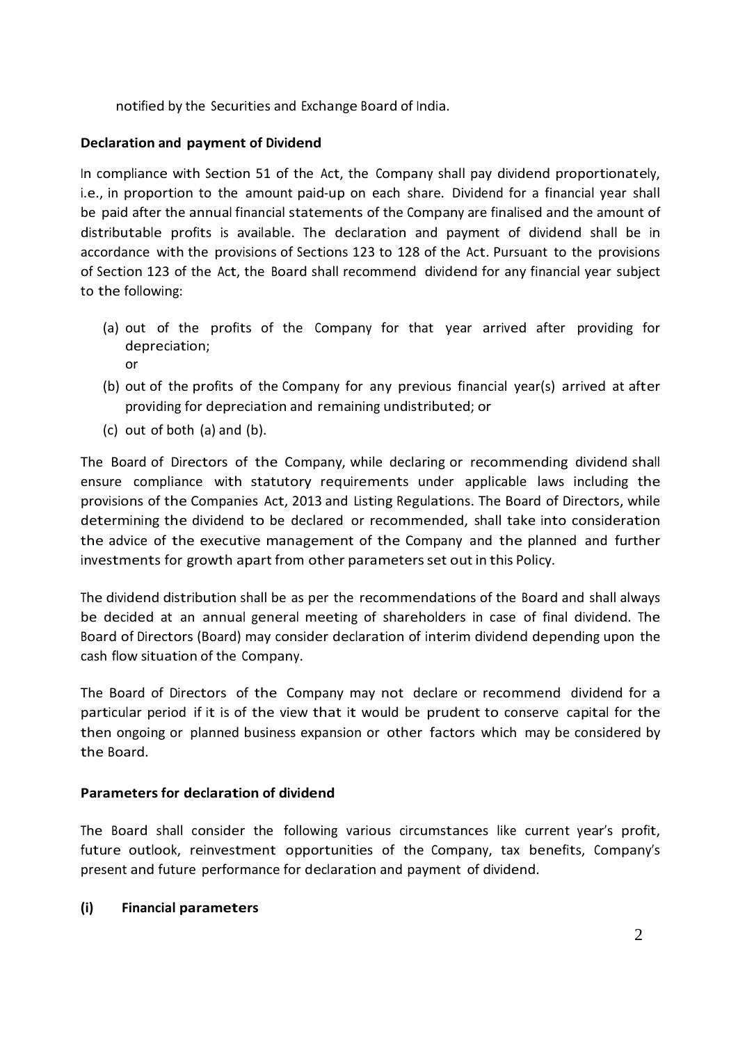notified by the Securities and Exchange Board of India.

**Declaration and payment of Dividend**

In compliance with Section 51 of the Act, the Company shall pay dividend proportionately, i.e., in proportion to the amount paid-up on each share. Dividend for a financial year shall be paid after the annual financial statements of the Company are finalised and the amount of distributable profits is available. The declaration and payment of dividend shall be in accordance with the provisions of Sections 123 to 128 of the Act. Pursuant to the provisions of Section 123 of the Act, the Board shall recommend dividend for any financial year subject to the following:

(a) out of the profits of the Company for that year arrived after providing for depreciation;
or
(b) out of the profits of the Company for any previous financial year(s) arrived at after providing for depreciation and remaining undistributed; or
(c) out of both (a) and (b).

The Board of Directors of the Company, while declaring or recommending dividend shall ensure compliance with statutory requirements under applicable laws including the provisions of the Companies Act, 2013 and Listing Regulations. The Board of Directors, while determining the dividend to be declared or recommended, shall take into consideration the advice of the executive management of the Company and the planned and further investments for growth apart from other parameters set out in this Policy.

The dividend distribution shall be as per the recommendations of the Board and shall always be decided at an annual general meeting of shareholders in case of final dividend. The Board of Directors (Board) may consider declaration of interim dividend depending upon the cash flow situation of the Company.

The Board of Directors of the Company may not declare or recommend dividend for a particular period if it is of the view that it would be prudent to conserve capital for the then ongoing or planned business expansion or other factors which may be considered by the Board.

**Parameters for declaration of dividend**

The Board shall consider the following various circumstances like current year's profit, future outlook, reinvestment opportunities of the Company, tax benefits, Company's present and future performance for declaration and payment of dividend.

**(i) Financial parameters**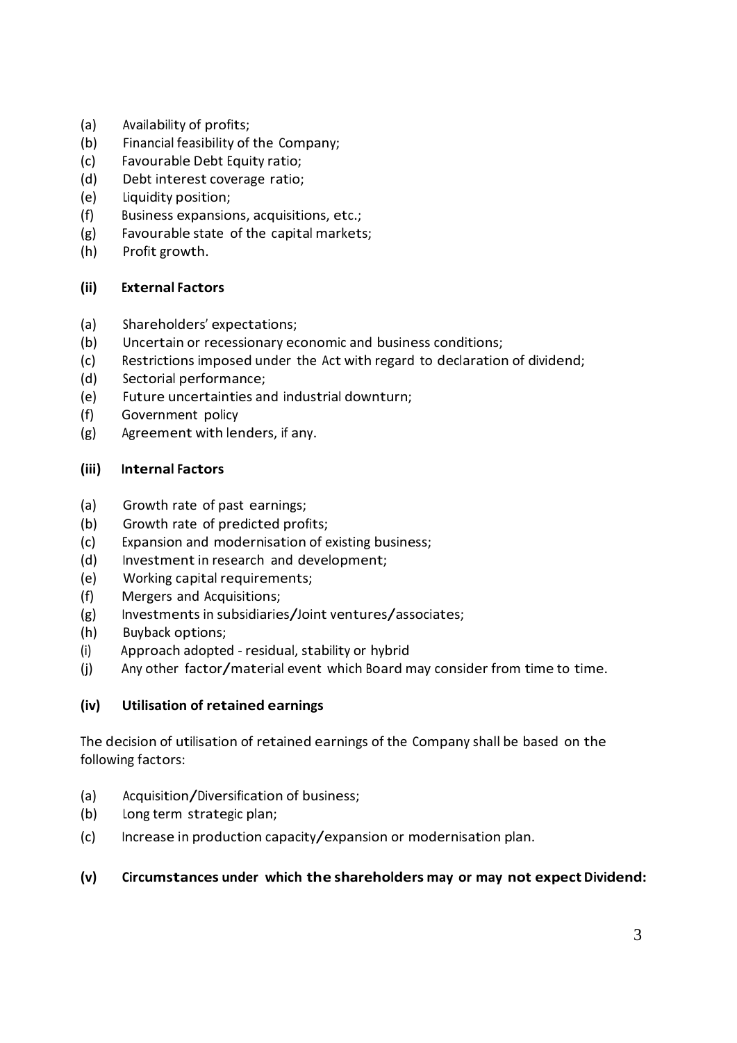(a) Availability of profits;
(b) Financial feasibility of the Company;
(c) Favourable Debt Equity ratio;
(d) Debt interest coverage ratio;
(e) Liquidity position;
(f) Business expansions, acquisitions, etc.;
(g) Favourable state of the capital markets;
(h) Profit growth.

**(ii) External Factors**

(a) Shareholders' expectations;
(b) Uncertain or recessionary economic and business conditions;
(c) Restrictions imposed under the Act with regard to declaration of dividend;
(d) Sectorial performance;
(e) Future uncertainties and industrial downturn;
(f) Government policy
(g) Agreement with lenders, if any.

**(iii) Internal Factors**

(a) Growth rate of past earnings;
(b) Growth rate of predicted profits;
(c) Expansion and modernisation of existing business;
(d) Investment in research and development;
(e) Working capital requirements;
(f) Mergers and Acquisitions;
(g) Investments in subsidiaries/Joint ventures/associates;
(h) Buyback options;
(i) Approach adopted - residual, stability or hybrid
(j) Any other factor/material event which Board may consider from time to time.

**(iv) Utilisation of retained earnings**

The decision of utilisation of retained earnings of the Company shall be based on the following factors:

(a) Acquisition/Diversification of business;
(b) Long term strategic plan;
(c) Increase in production capacity/expansion or modernisation plan.

**(v) Circumstances under which the shareholders may or may not expect Dividend:**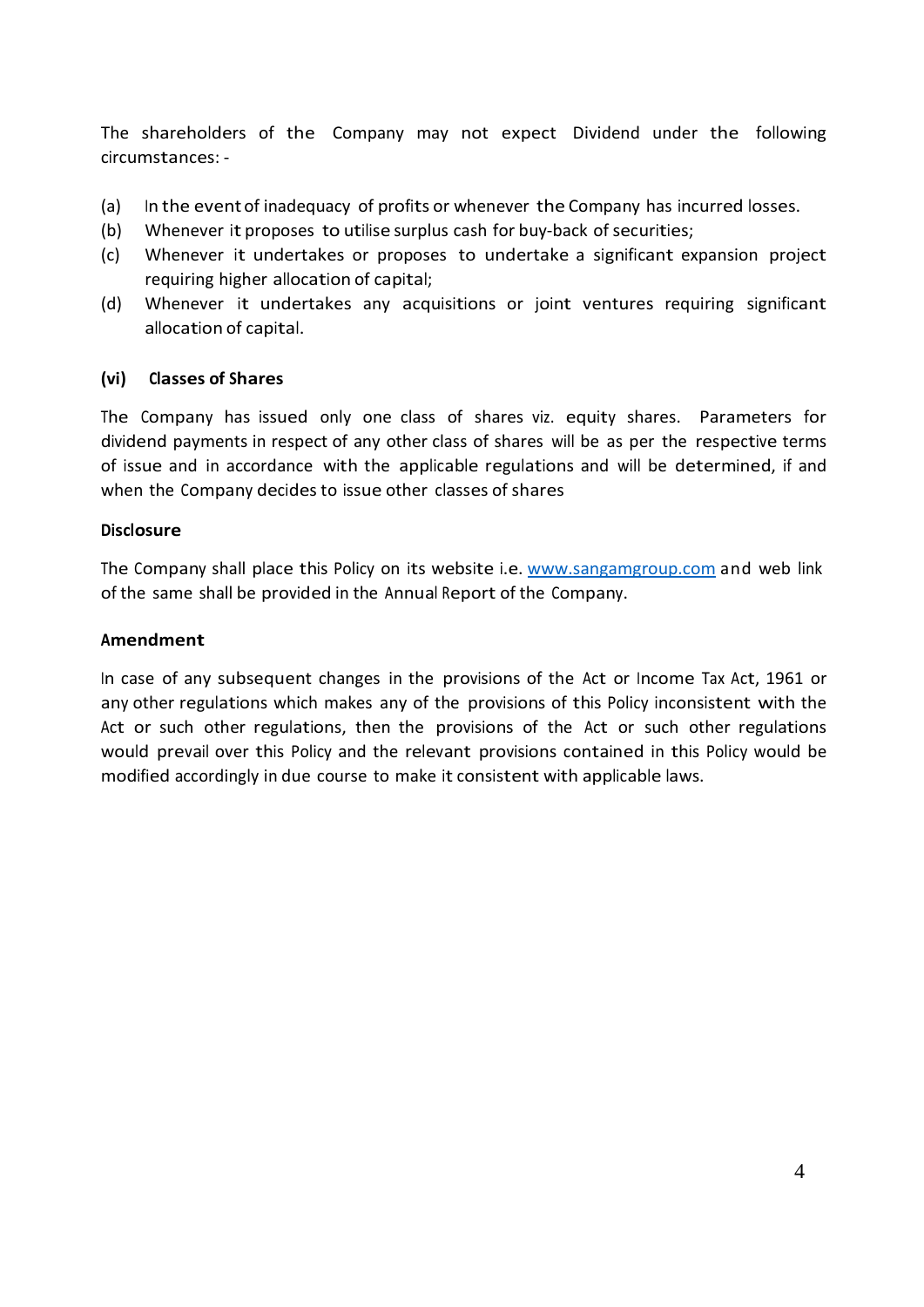The shareholders of the Company may not expect Dividend under the following circumstances: -

(a) In the event of inadequacy of profits or whenever the Company has incurred losses.
(b) Whenever it proposes to utilise surplus cash for buy-back of securities;
(c) Whenever it undertakes or proposes to undertake a significant expansion project requiring higher allocation of capital;
(d) Whenever it undertakes any acquisitions or joint ventures requiring significant allocation of capital.

**(vi) Classes of Shares**

The Company has issued only one class of shares viz. equity shares. Parameters for dividend payments in respect of any other class of shares will be as per the respective terms of issue and in accordance with the applicable regulations and will be determined, if and when the Company decides to issue other classes of shares

**Disclosure**

The Company shall place this Policy on its website i.e. www.sangamgroup.com and web link of the same shall be provided in the Annual Report of the Company.

**Amendment**

In case of any subsequent changes in the provisions of the Act or Income Tax Act, 1961 or any other regulations which makes any of the provisions of this Policy inconsistent with the Act or such other regulations, then the provisions of the Act or such other regulations would prevail over this Policy and the relevant provisions contained in this Policy would be modified accordingly in due course to make it consistent with applicable laws.